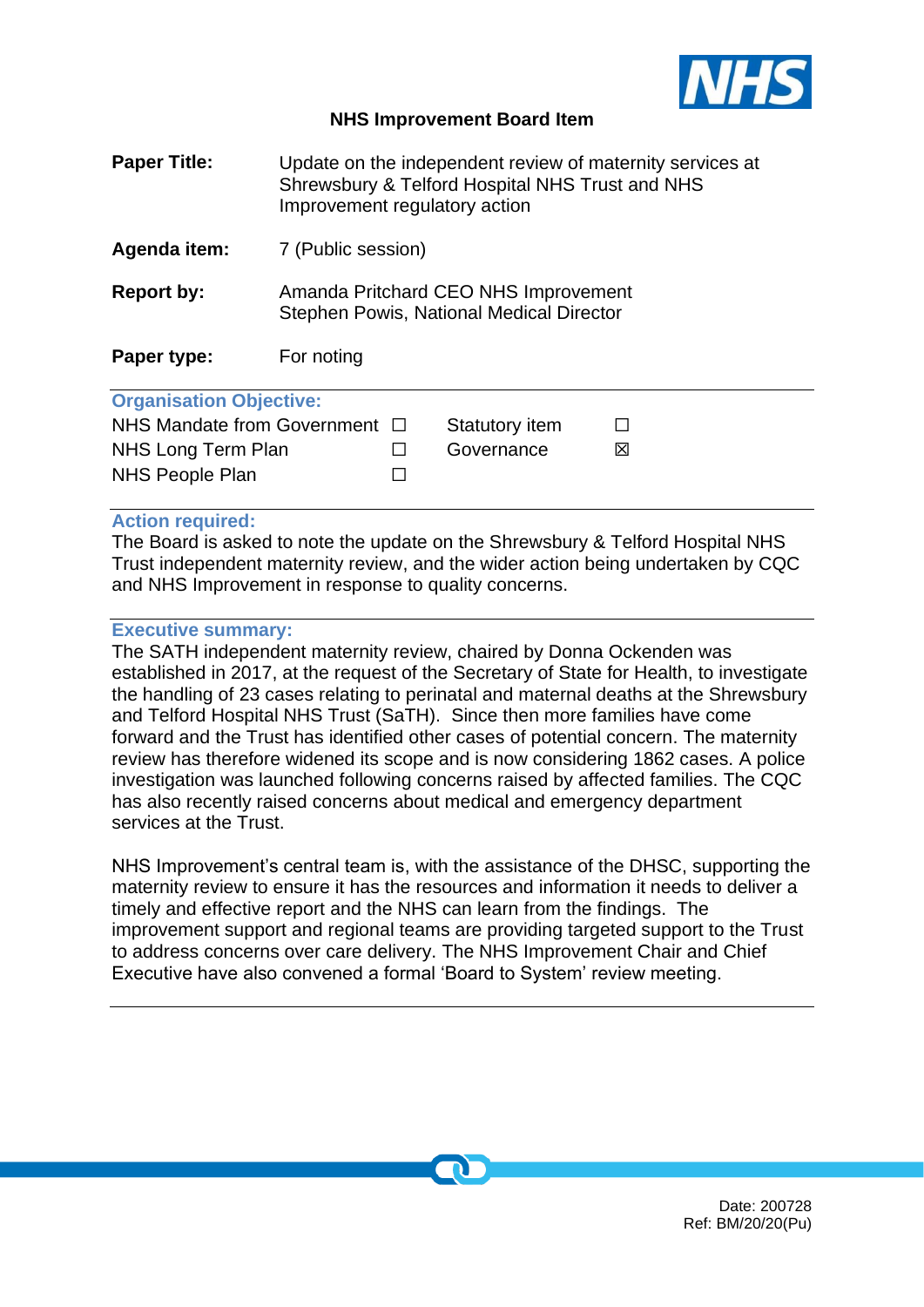# NHS Improvement Board Item

**Paper Title:** Update on the independent review of maternity services at Shrewsbury & Telford Hospital NHS Trust and NHS Improvement regulatory action

**Agenda item:** 7 (Public session)

**Report by:** Amanda Pritchard CEO NHS Improvement
Stephen Powis, National Medical Director

**Paper type:** For noting

## Organisation Objective:

| | | | |
|---|---|---|---|
| NHS Mandate from Government | ☐ | Statutory item | ☐ |
| NHS Long Term Plan | ☐ | Governance | ☒ |
| NHS People Plan | ☐ | | |

## Action required:

The Board is asked to note the update on the Shrewsbury & Telford Hospital NHS Trust independent maternity review, and the wider action being undertaken by CQC and NHS Improvement in response to quality concerns.

## Executive summary:

The SATH independent maternity review, chaired by Donna Ockenden was established in 2017, at the request of the Secretary of State for Health, to investigate the handling of 23 cases relating to perinatal and maternal deaths at the Shrewsbury and Telford Hospital NHS Trust (SaTH). Since then more families have come forward and the Trust has identified other cases of potential concern. The maternity review has therefore widened its scope and is now considering 1862 cases. A police investigation was launched following concerns raised by affected families. The CQC has also recently raised concerns about medical and emergency department services at the Trust.

NHS Improvement's central team is, with the assistance of the DHSC, supporting the maternity review to ensure it has the resources and information it needs to deliver a timely and effective report and the NHS can learn from the findings. The improvement support and regional teams are providing targeted support to the Trust to address concerns over care delivery. The NHS Improvement Chair and Chief Executive have also convened a formal 'Board to System' review meeting.

Date: 200728
Ref: BM/20/20(Pu)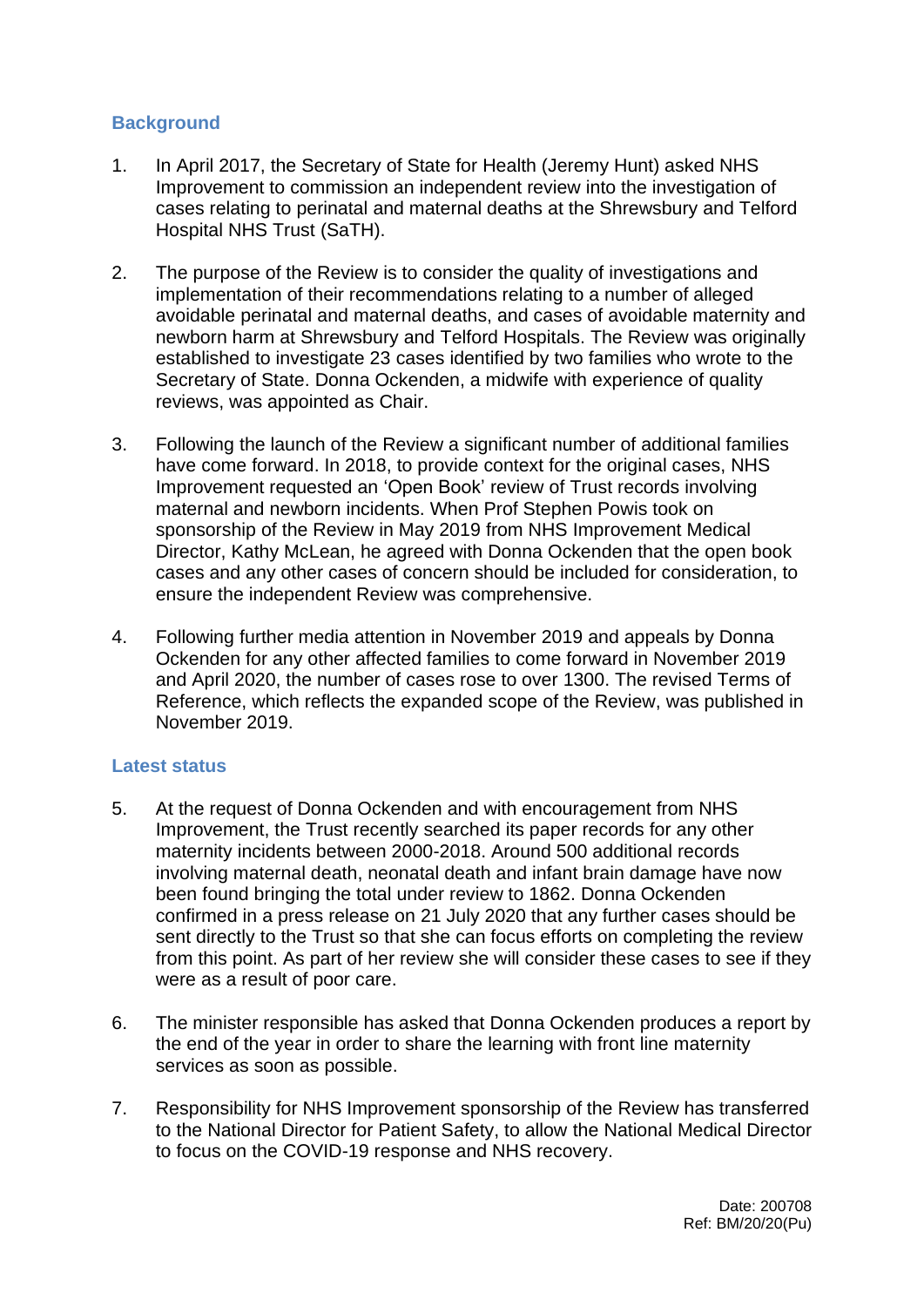## Background

1. In April 2017, the Secretary of State for Health (Jeremy Hunt) asked NHS Improvement to commission an independent review into the investigation of cases relating to perinatal and maternal deaths at the Shrewsbury and Telford Hospital NHS Trust (SaTH).

2. The purpose of the Review is to consider the quality of investigations and implementation of their recommendations relating to a number of alleged avoidable perinatal and maternal deaths, and cases of avoidable maternity and newborn harm at Shrewsbury and Telford Hospitals. The Review was originally established to investigate 23 cases identified by two families who wrote to the Secretary of State. Donna Ockenden, a midwife with experience of quality reviews, was appointed as Chair.

3. Following the launch of the Review a significant number of additional families have come forward. In 2018, to provide context for the original cases, NHS Improvement requested an 'Open Book' review of Trust records involving maternal and newborn incidents. When Prof Stephen Powis took on sponsorship of the Review in May 2019 from NHS Improvement Medical Director, Kathy McLean, he agreed with Donna Ockenden that the open book cases and any other cases of concern should be included for consideration, to ensure the independent Review was comprehensive.

4. Following further media attention in November 2019 and appeals by Donna Ockenden for any other affected families to come forward in November 2019 and April 2020, the number of cases rose to over 1300. The revised Terms of Reference, which reflects the expanded scope of the Review, was published in November 2019.

## Latest status

5. At the request of Donna Ockenden and with encouragement from NHS Improvement, the Trust recently searched its paper records for any other maternity incidents between 2000-2018. Around 500 additional records involving maternal death, neonatal death and infant brain damage have now been found bringing the total under review to 1862. Donna Ockenden confirmed in a press release on 21 July 2020 that any further cases should be sent directly to the Trust so that she can focus efforts on completing the review from this point. As part of her review she will consider these cases to see if they were as a result of poor care.

6. The minister responsible has asked that Donna Ockenden produces a report by the end of the year in order to share the learning with front line maternity services as soon as possible.

7. Responsibility for NHS Improvement sponsorship of the Review has transferred to the National Director for Patient Safety, to allow the National Medical Director to focus on the COVID-19 response and NHS recovery.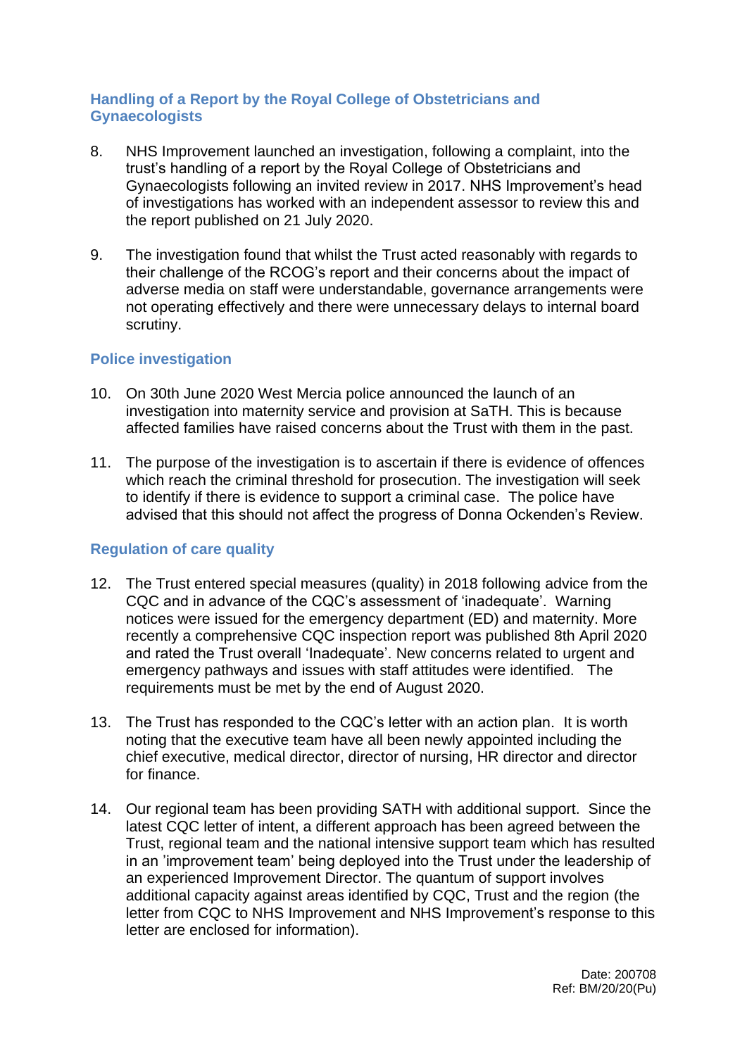## Handling of a Report by the Royal College of Obstetricians and Gynaecologists

8. NHS Improvement launched an investigation, following a complaint, into the trust's handling of a report by the Royal College of Obstetricians and Gynaecologists following an invited review in 2017. NHS Improvement's head of investigations has worked with an independent assessor to review this and the report published on 21 July 2020.

9. The investigation found that whilst the Trust acted reasonably with regards to their challenge of the RCOG's report and their concerns about the impact of adverse media on staff were understandable, governance arrangements were not operating effectively and there were unnecessary delays to internal board scrutiny.

## Police investigation

10. On 30th June 2020 West Mercia police announced the launch of an investigation into maternity service and provision at SaTH. This is because affected families have raised concerns about the Trust with them in the past.

11. The purpose of the investigation is to ascertain if there is evidence of offences which reach the criminal threshold for prosecution. The investigation will seek to identify if there is evidence to support a criminal case. The police have advised that this should not affect the progress of Donna Ockenden's Review.

## Regulation of care quality

12. The Trust entered special measures (quality) in 2018 following advice from the CQC and in advance of the CQC's assessment of 'inadequate'. Warning notices were issued for the emergency department (ED) and maternity. More recently a comprehensive CQC inspection report was published 8th April 2020 and rated the Trust overall 'Inadequate'. New concerns related to urgent and emergency pathways and issues with staff attitudes were identified. The requirements must be met by the end of August 2020.

13. The Trust has responded to the CQC's letter with an action plan. It is worth noting that the executive team have all been newly appointed including the chief executive, medical director, director of nursing, HR director and director for finance.

14. Our regional team has been providing SATH with additional support. Since the latest CQC letter of intent, a different approach has been agreed between the Trust, regional team and the national intensive support team which has resulted in an 'improvement team' being deployed into the Trust under the leadership of an experienced Improvement Director. The quantum of support involves additional capacity against areas identified by CQC, Trust and the region (the letter from CQC to NHS Improvement and NHS Improvement's response to this letter are enclosed for information).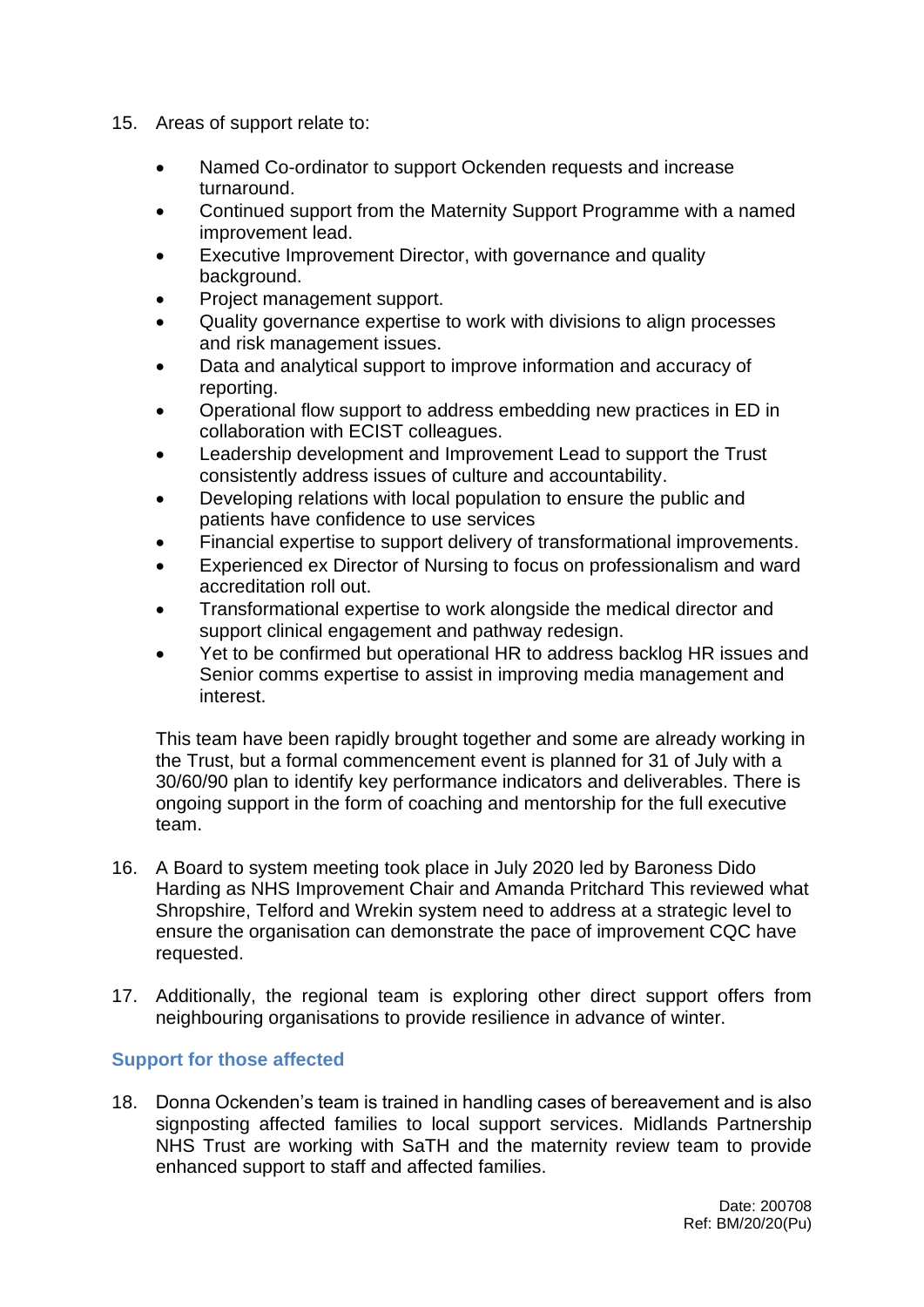15. Areas of support relate to:

    - Named Co-ordinator to support Ockenden requests and increase turnaround.
    - Continued support from the Maternity Support Programme with a named improvement lead.
    - Executive Improvement Director, with governance and quality background.
    - Project management support.
    - Quality governance expertise to work with divisions to align processes and risk management issues.
    - Data and analytical support to improve information and accuracy of reporting.
    - Operational flow support to address embedding new practices in ED in collaboration with ECIST colleagues.
    - Leadership development and Improvement Lead to support the Trust consistently address issues of culture and accountability.
    - Developing relations with local population to ensure the public and patients have confidence to use services
    - Financial expertise to support delivery of transformational improvements.
    - Experienced ex Director of Nursing to focus on professionalism and ward accreditation roll out.
    - Transformational expertise to work alongside the medical director and support clinical engagement and pathway redesign.
    - Yet to be confirmed but operational HR to address backlog HR issues and Senior comms expertise to assist in improving media management and interest.

    This team have been rapidly brought together and some are already working in the Trust, but a formal commencement event is planned for 31 of July with a 30/60/90 plan to identify key performance indicators and deliverables. There is ongoing support in the form of coaching and mentorship for the full executive team.

16. A Board to system meeting took place in July 2020 led by Baroness Dido Harding as NHS Improvement Chair and Amanda Pritchard This reviewed what Shropshire, Telford and Wrekin system need to address at a strategic level to ensure the organisation can demonstrate the pace of improvement CQC have requested.

17. Additionally, the regional team is exploring other direct support offers from neighbouring organisations to provide resilience in advance of winter.

### Support for those affected

18. Donna Ockenden's team is trained in handling cases of bereavement and is also signposting affected families to local support services. Midlands Partnership NHS Trust are working with SaTH and the maternity review team to provide enhanced support to staff and affected families.

Date: 200708
Ref: BM/20/20(Pu)